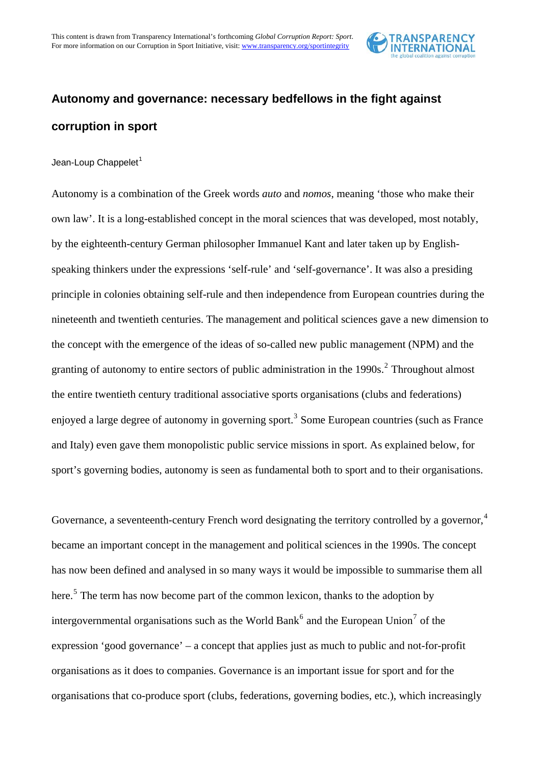This content is drawn from Transparency International's forthcoming *Global Corruption Report: Sport*. For more information on our Corruption in Sport Initiative, visit: www.transparency.org/sportintegrity

## Autonomy and governance: necessary bedfellows in the fight against corruption in sport

Jean-Loup Chappelet[1]

Autonomy is a combination of the Greek words *auto* and *nomos*, meaning 'those who make their own law'. It is a long-established concept in the moral sciences that was developed, most notably, by the eighteenth-century German philosopher Immanuel Kant and later taken up by English-speaking thinkers under the expressions 'self-rule' and 'self-governance'. It was also a presiding principle in colonies obtaining self-rule and then independence from European countries during the nineteenth and twentieth centuries. The management and political sciences gave a new dimension to the concept with the emergence of the ideas of so-called new public management (NPM) and the granting of autonomy to entire sectors of public administration in the 1990s.[2] Throughout almost the entire twentieth century traditional associative sports organisations (clubs and federations) enjoyed a large degree of autonomy in governing sport.[3] Some European countries (such as France and Italy) even gave them monopolistic public service missions in sport. As explained below, for sport's governing bodies, autonomy is seen as fundamental both to sport and to their organisations.

Governance, a seventeenth-century French word designating the territory controlled by a governor,[4] became an important concept in the management and political sciences in the 1990s. The concept has now been defined and analysed in so many ways it would be impossible to summarise them all here.[5] The term has now become part of the common lexicon, thanks to the adoption by intergovernmental organisations such as the World Bank[6] and the European Union[7] of the expression 'good governance' – a concept that applies just as much to public and not-for-profit organisations as it does to companies. Governance is an important issue for sport and for the organisations that co-produce sport (clubs, federations, governing bodies, etc.), which increasingly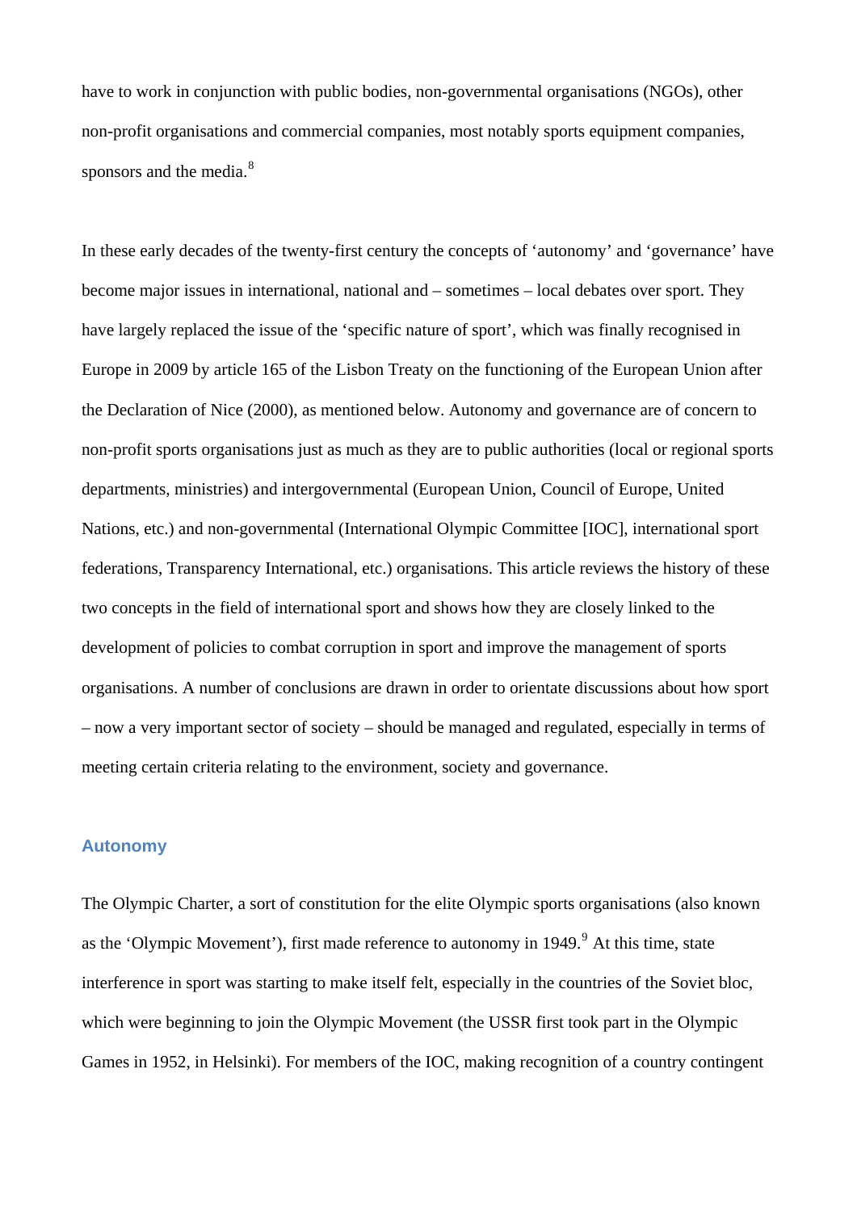have to work in conjunction with public bodies, non-governmental organisations (NGOs), other non-profit organisations and commercial companies, most notably sports equipment companies, sponsors and the media.[8]

In these early decades of the twenty-first century the concepts of 'autonomy' and 'governance' have become major issues in international, national and – sometimes – local debates over sport. They have largely replaced the issue of the 'specific nature of sport', which was finally recognised in Europe in 2009 by article 165 of the Lisbon Treaty on the functioning of the European Union after the Declaration of Nice (2000), as mentioned below. Autonomy and governance are of concern to non-profit sports organisations just as much as they are to public authorities (local or regional sports departments, ministries) and intergovernmental (European Union, Council of Europe, United Nations, etc.) and non-governmental (International Olympic Committee [IOC], international sport federations, Transparency International, etc.) organisations. This article reviews the history of these two concepts in the field of international sport and shows how they are closely linked to the development of policies to combat corruption in sport and improve the management of sports organisations. A number of conclusions are drawn in order to orientate discussions about how sport – now a very important sector of society – should be managed and regulated, especially in terms of meeting certain criteria relating to the environment, society and governance.

## Autonomy

The Olympic Charter, a sort of constitution for the elite Olympic sports organisations (also known as the 'Olympic Movement'), first made reference to autonomy in 1949.[9] At this time, state interference in sport was starting to make itself felt, especially in the countries of the Soviet bloc, which were beginning to join the Olympic Movement (the USSR first took part in the Olympic Games in 1952, in Helsinki). For members of the IOC, making recognition of a country contingent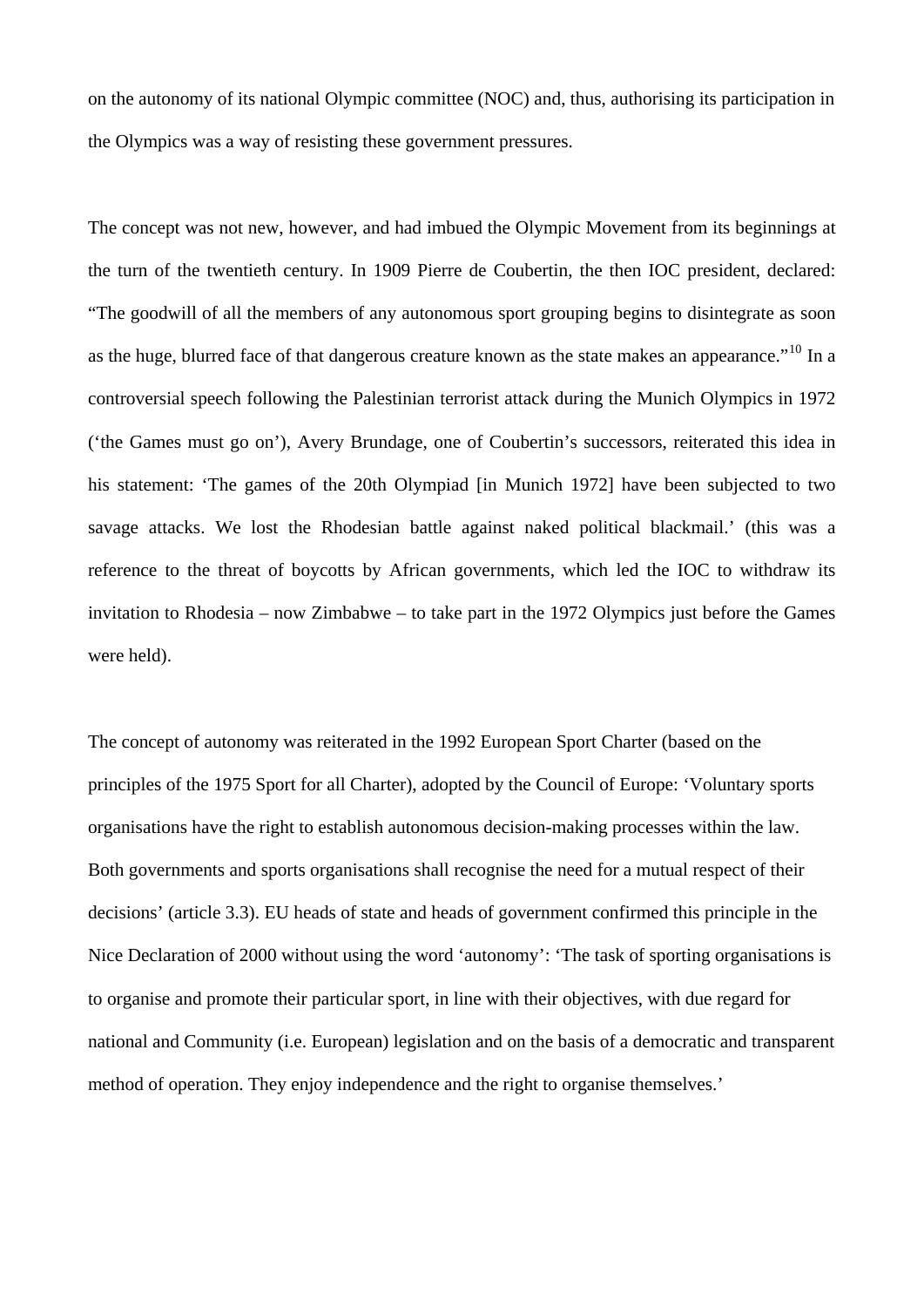on the autonomy of its national Olympic committee (NOC) and, thus, authorising its participation in the Olympics was a way of resisting these government pressures.

The concept was not new, however, and had imbued the Olympic Movement from its beginnings at the turn of the twentieth century. In 1909 Pierre de Coubertin, the then IOC president, declared: "The goodwill of all the members of any autonomous sport grouping begins to disintegrate as soon as the huge, blurred face of that dangerous creature known as the state makes an appearance."[10] In a controversial speech following the Palestinian terrorist attack during the Munich Olympics in 1972 ('the Games must go on'), Avery Brundage, one of Coubertin's successors, reiterated this idea in his statement: 'The games of the 20th Olympiad [in Munich 1972] have been subjected to two savage attacks. We lost the Rhodesian battle against naked political blackmail.' (this was a reference to the threat of boycotts by African governments, which led the IOC to withdraw its invitation to Rhodesia – now Zimbabwe – to take part in the 1972 Olympics just before the Games were held).

The concept of autonomy was reiterated in the 1992 European Sport Charter (based on the principles of the 1975 Sport for all Charter), adopted by the Council of Europe: 'Voluntary sports organisations have the right to establish autonomous decision-making processes within the law. Both governments and sports organisations shall recognise the need for a mutual respect of their decisions' (article 3.3). EU heads of state and heads of government confirmed this principle in the Nice Declaration of 2000 without using the word 'autonomy': 'The task of sporting organisations is to organise and promote their particular sport, in line with their objectives, with due regard for national and Community (i.e. European) legislation and on the basis of a democratic and transparent method of operation. They enjoy independence and the right to organise themselves.'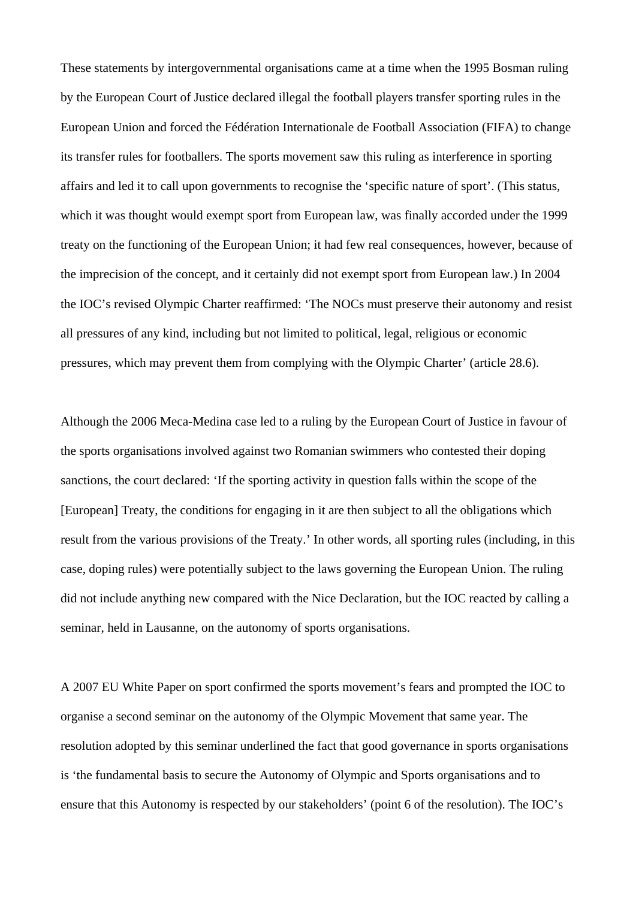These statements by intergovernmental organisations came at a time when the 1995 Bosman ruling by the European Court of Justice declared illegal the football players transfer sporting rules in the European Union and forced the Fédération Internationale de Football Association (FIFA) to change its transfer rules for footballers. The sports movement saw this ruling as interference in sporting affairs and led it to call upon governments to recognise the 'specific nature of sport'. (This status, which it was thought would exempt sport from European law, was finally accorded under the 1999 treaty on the functioning of the European Union; it had few real consequences, however, because of the imprecision of the concept, and it certainly did not exempt sport from European law.) In 2004 the IOC's revised Olympic Charter reaffirmed: 'The NOCs must preserve their autonomy and resist all pressures of any kind, including but not limited to political, legal, religious or economic pressures, which may prevent them from complying with the Olympic Charter' (article 28.6).

Although the 2006 Meca-Medina case led to a ruling by the European Court of Justice in favour of the sports organisations involved against two Romanian swimmers who contested their doping sanctions, the court declared: 'If the sporting activity in question falls within the scope of the [European] Treaty, the conditions for engaging in it are then subject to all the obligations which result from the various provisions of the Treaty.' In other words, all sporting rules (including, in this case, doping rules) were potentially subject to the laws governing the European Union. The ruling did not include anything new compared with the Nice Declaration, but the IOC reacted by calling a seminar, held in Lausanne, on the autonomy of sports organisations.

A 2007 EU White Paper on sport confirmed the sports movement's fears and prompted the IOC to organise a second seminar on the autonomy of the Olympic Movement that same year. The resolution adopted by this seminar underlined the fact that good governance in sports organisations is 'the fundamental basis to secure the Autonomy of Olympic and Sports organisations and to ensure that this Autonomy is respected by our stakeholders' (point 6 of the resolution). The IOC's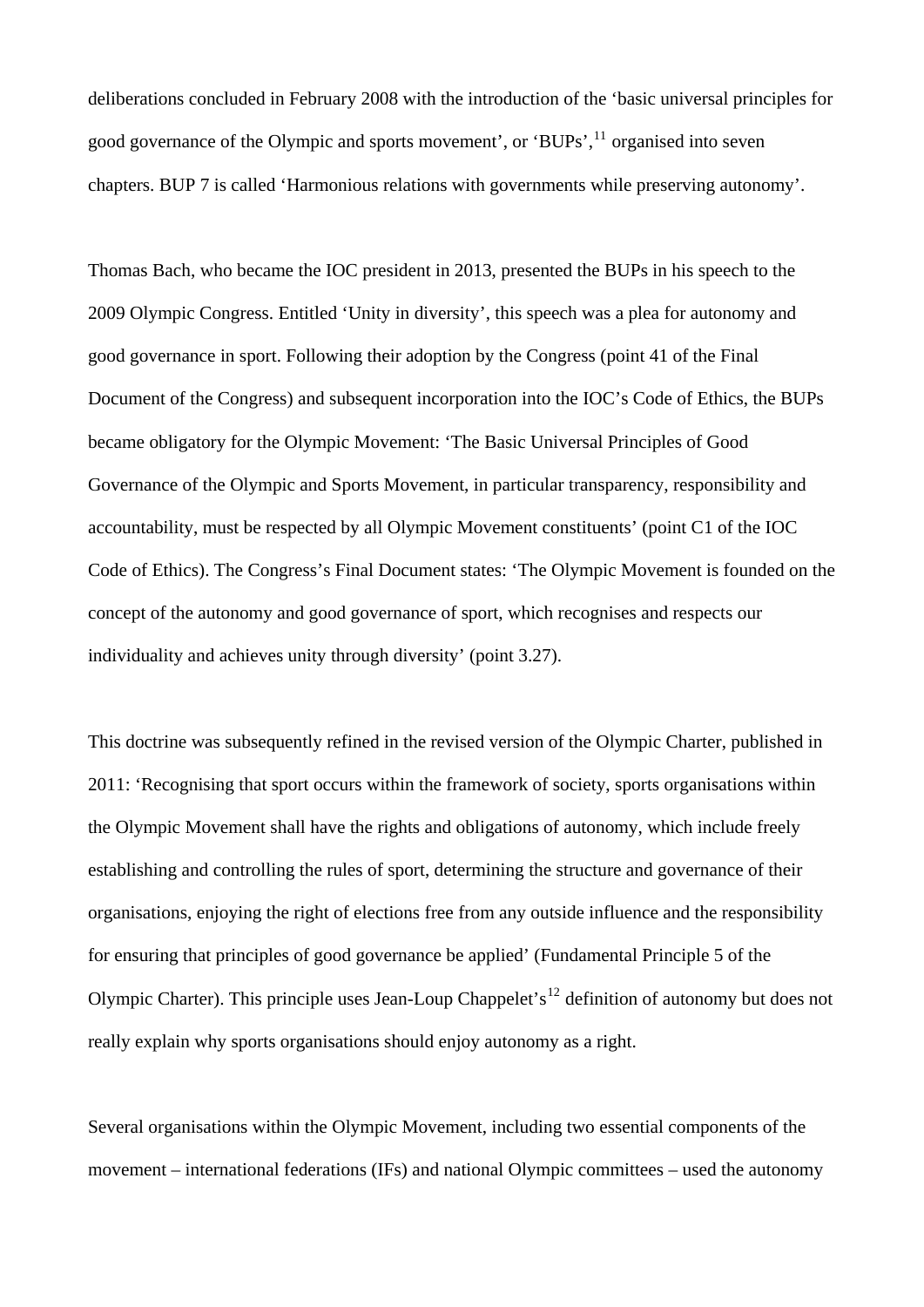deliberations concluded in February 2008 with the introduction of the 'basic universal principles for good governance of the Olympic and sports movement', or 'BUPs',[11] organised into seven chapters. BUP 7 is called 'Harmonious relations with governments while preserving autonomy'.

Thomas Bach, who became the IOC president in 2013, presented the BUPs in his speech to the 2009 Olympic Congress. Entitled 'Unity in diversity', this speech was a plea for autonomy and good governance in sport. Following their adoption by the Congress (point 41 of the Final Document of the Congress) and subsequent incorporation into the IOC's Code of Ethics, the BUPs became obligatory for the Olympic Movement: 'The Basic Universal Principles of Good Governance of the Olympic and Sports Movement, in particular transparency, responsibility and accountability, must be respected by all Olympic Movement constituents' (point C1 of the IOC Code of Ethics). The Congress's Final Document states: 'The Olympic Movement is founded on the concept of the autonomy and good governance of sport, which recognises and respects our individuality and achieves unity through diversity' (point 3.27).

This doctrine was subsequently refined in the revised version of the Olympic Charter, published in 2011: 'Recognising that sport occurs within the framework of society, sports organisations within the Olympic Movement shall have the rights and obligations of autonomy, which include freely establishing and controlling the rules of sport, determining the structure and governance of their organisations, enjoying the right of elections free from any outside influence and the responsibility for ensuring that principles of good governance be applied' (Fundamental Principle 5 of the Olympic Charter). This principle uses Jean-Loup Chappelet's[12] definition of autonomy but does not really explain why sports organisations should enjoy autonomy as a right.

Several organisations within the Olympic Movement, including two essential components of the movement – international federations (IFs) and national Olympic committees – used the autonomy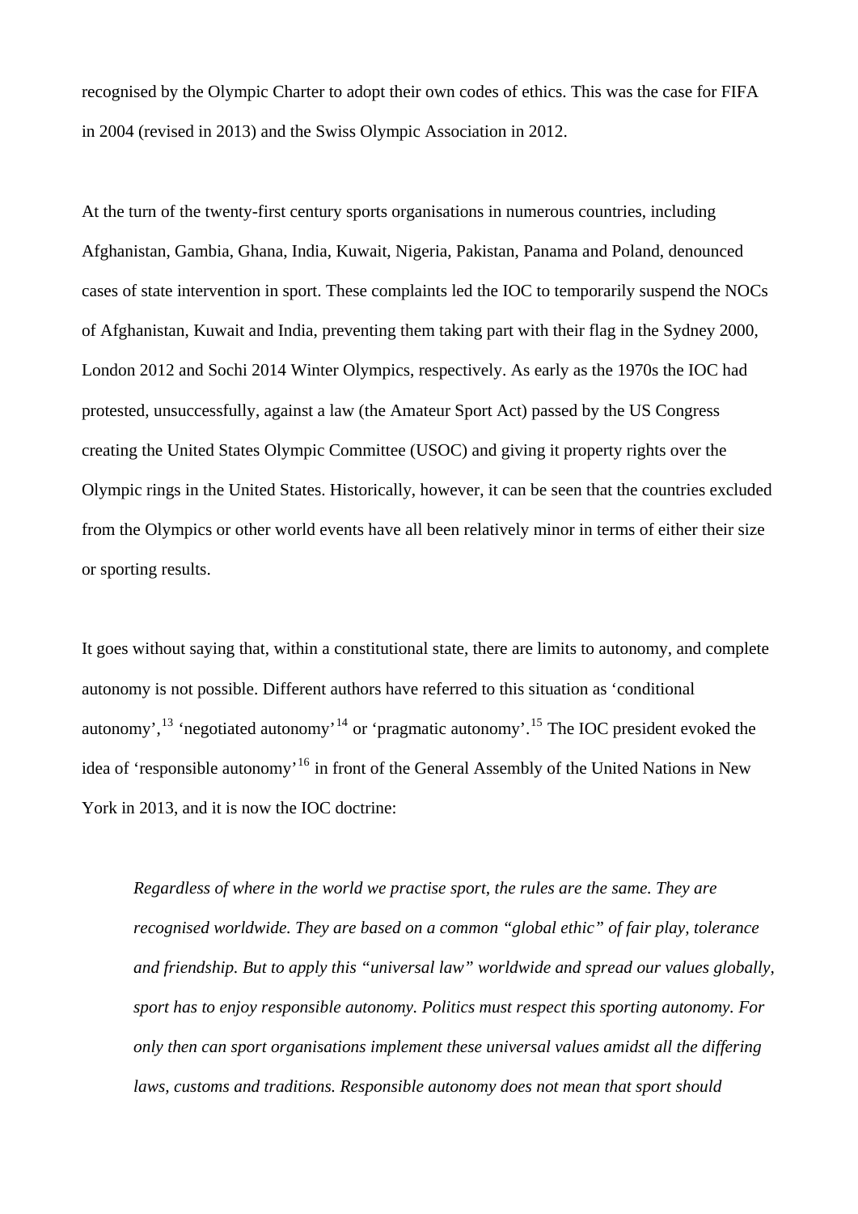recognised by the Olympic Charter to adopt their own codes of ethics. This was the case for FIFA in 2004 (revised in 2013) and the Swiss Olympic Association in 2012.

At the turn of the twenty-first century sports organisations in numerous countries, including Afghanistan, Gambia, Ghana, India, Kuwait, Nigeria, Pakistan, Panama and Poland, denounced cases of state intervention in sport. These complaints led the IOC to temporarily suspend the NOCs of Afghanistan, Kuwait and India, preventing them taking part with their flag in the Sydney 2000, London 2012 and Sochi 2014 Winter Olympics, respectively. As early as the 1970s the IOC had protested, unsuccessfully, against a law (the Amateur Sport Act) passed by the US Congress creating the United States Olympic Committee (USOC) and giving it property rights over the Olympic rings in the United States. Historically, however, it can be seen that the countries excluded from the Olympics or other world events have all been relatively minor in terms of either their size or sporting results.

It goes without saying that, within a constitutional state, there are limits to autonomy, and complete autonomy is not possible. Different authors have referred to this situation as 'conditional autonomy',[13] 'negotiated autonomy'[14] or 'pragmatic autonomy'.[15] The IOC president evoked the idea of 'responsible autonomy'[16] in front of the General Assembly of the United Nations in New York in 2013, and it is now the IOC doctrine:

> *Regardless of where in the world we practise sport, the rules are the same. They are recognised worldwide. They are based on a common "global ethic" of fair play, tolerance and friendship. But to apply this "universal law" worldwide and spread our values globally, sport has to enjoy responsible autonomy. Politics must respect this sporting autonomy. For only then can sport organisations implement these universal values amidst all the differing laws, customs and traditions. Responsible autonomy does not mean that sport should*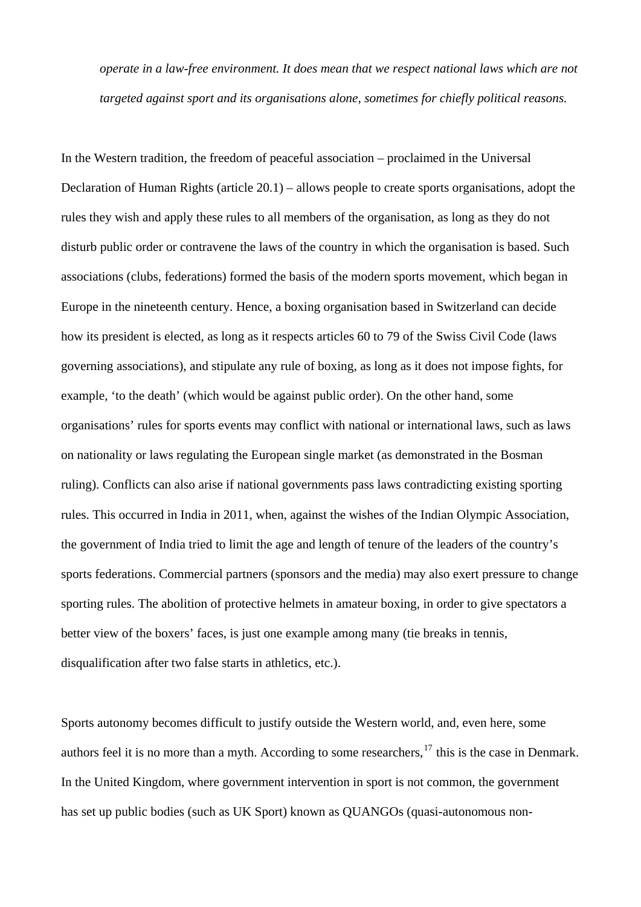*operate in a law-free environment. It does mean that we respect national laws which are not targeted against sport and its organisations alone, sometimes for chiefly political reasons.*

In the Western tradition, the freedom of peaceful association – proclaimed in the Universal Declaration of Human Rights (article 20.1) – allows people to create sports organisations, adopt the rules they wish and apply these rules to all members of the organisation, as long as they do not disturb public order or contravene the laws of the country in which the organisation is based. Such associations (clubs, federations) formed the basis of the modern sports movement, which began in Europe in the nineteenth century. Hence, a boxing organisation based in Switzerland can decide how its president is elected, as long as it respects articles 60 to 79 of the Swiss Civil Code (laws governing associations), and stipulate any rule of boxing, as long as it does not impose fights, for example, 'to the death' (which would be against public order). On the other hand, some organisations' rules for sports events may conflict with national or international laws, such as laws on nationality or laws regulating the European single market (as demonstrated in the Bosman ruling). Conflicts can also arise if national governments pass laws contradicting existing sporting rules. This occurred in India in 2011, when, against the wishes of the Indian Olympic Association, the government of India tried to limit the age and length of tenure of the leaders of the country's sports federations. Commercial partners (sponsors and the media) may also exert pressure to change sporting rules. The abolition of protective helmets in amateur boxing, in order to give spectators a better view of the boxers' faces, is just one example among many (tie breaks in tennis, disqualification after two false starts in athletics, etc.).

Sports autonomy becomes difficult to justify outside the Western world, and, even here, some authors feel it is no more than a myth. According to some researchers,[17] this is the case in Denmark. In the United Kingdom, where government intervention in sport is not common, the government has set up public bodies (such as UK Sport) known as QUANGOs (quasi-autonomous non-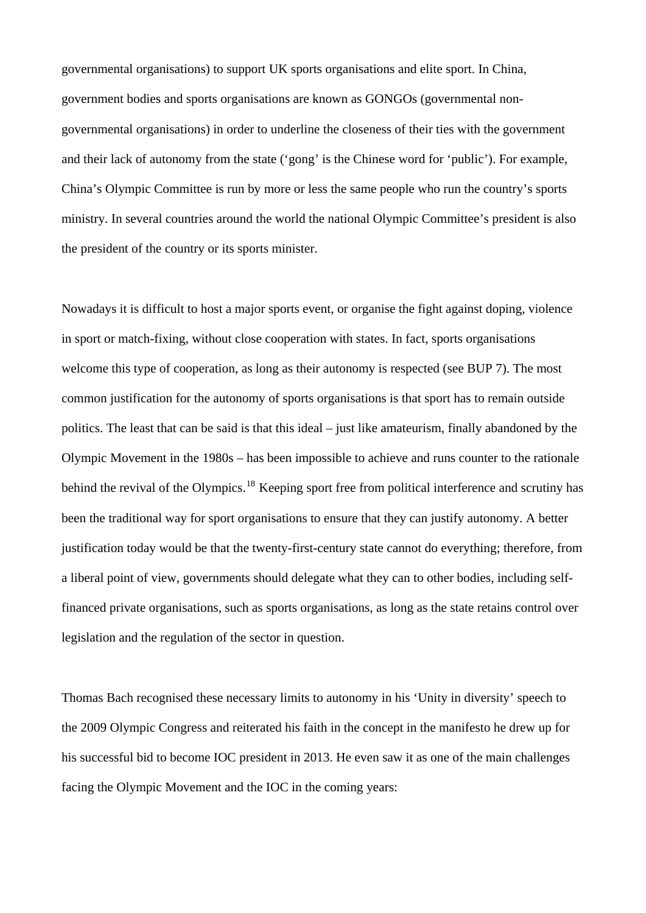governmental organisations) to support UK sports organisations and elite sport. In China, government bodies and sports organisations are known as GONGOs (governmental non-governmental organisations) in order to underline the closeness of their ties with the government and their lack of autonomy from the state ('gong' is the Chinese word for 'public'). For example, China's Olympic Committee is run by more or less the same people who run the country's sports ministry. In several countries around the world the national Olympic Committee's president is also the president of the country or its sports minister.

Nowadays it is difficult to host a major sports event, or organise the fight against doping, violence in sport or match-fixing, without close cooperation with states. In fact, sports organisations welcome this type of cooperation, as long as their autonomy is respected (see BUP 7). The most common justification for the autonomy of sports organisations is that sport has to remain outside politics. The least that can be said is that this ideal – just like amateurism, finally abandoned by the Olympic Movement in the 1980s – has been impossible to achieve and runs counter to the rationale behind the revival of the Olympics.[18] Keeping sport free from political interference and scrutiny has been the traditional way for sport organisations to ensure that they can justify autonomy. A better justification today would be that the twenty-first-century state cannot do everything; therefore, from a liberal point of view, governments should delegate what they can to other bodies, including self-financed private organisations, such as sports organisations, as long as the state retains control over legislation and the regulation of the sector in question.

Thomas Bach recognised these necessary limits to autonomy in his 'Unity in diversity' speech to the 2009 Olympic Congress and reiterated his faith in the concept in the manifesto he drew up for his successful bid to become IOC president in 2013. He even saw it as one of the main challenges facing the Olympic Movement and the IOC in the coming years: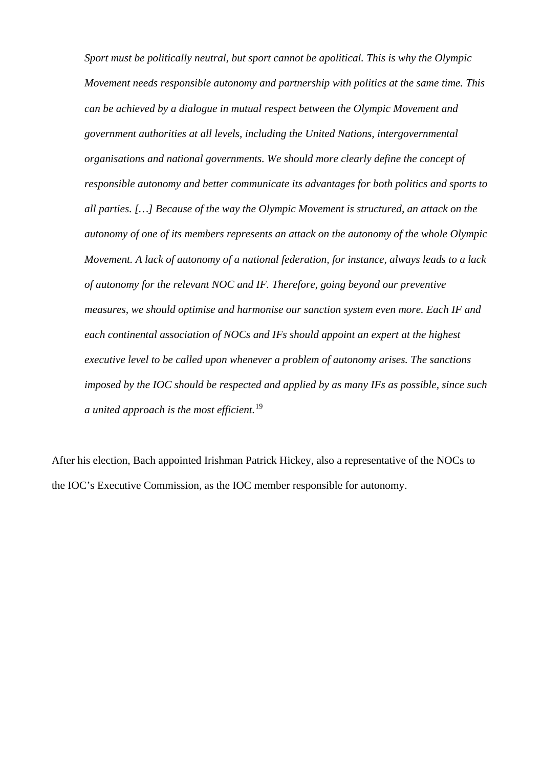> *Sport must be politically neutral, but sport cannot be apolitical. This is why the Olympic Movement needs responsible autonomy and partnership with politics at the same time. This can be achieved by a dialogue in mutual respect between the Olympic Movement and government authorities at all levels, including the United Nations, intergovernmental organisations and national governments. We should more clearly define the concept of responsible autonomy and better communicate its advantages for both politics and sports to all parties. […] Because of the way the Olympic Movement is structured, an attack on the autonomy of one of its members represents an attack on the autonomy of the whole Olympic Movement. A lack of autonomy of a national federation, for instance, always leads to a lack of autonomy for the relevant NOC and IF. Therefore, going beyond our preventive measures, we should optimise and harmonise our sanction system even more. Each IF and each continental association of NOCs and IFs should appoint an expert at the highest executive level to be called upon whenever a problem of autonomy arises. The sanctions imposed by the IOC should be respected and applied by as many IFs as possible, since such a united approach is the most efficient.*[19]

After his election, Bach appointed Irishman Patrick Hickey, also a representative of the NOCs to the IOC's Executive Commission, as the IOC member responsible for autonomy.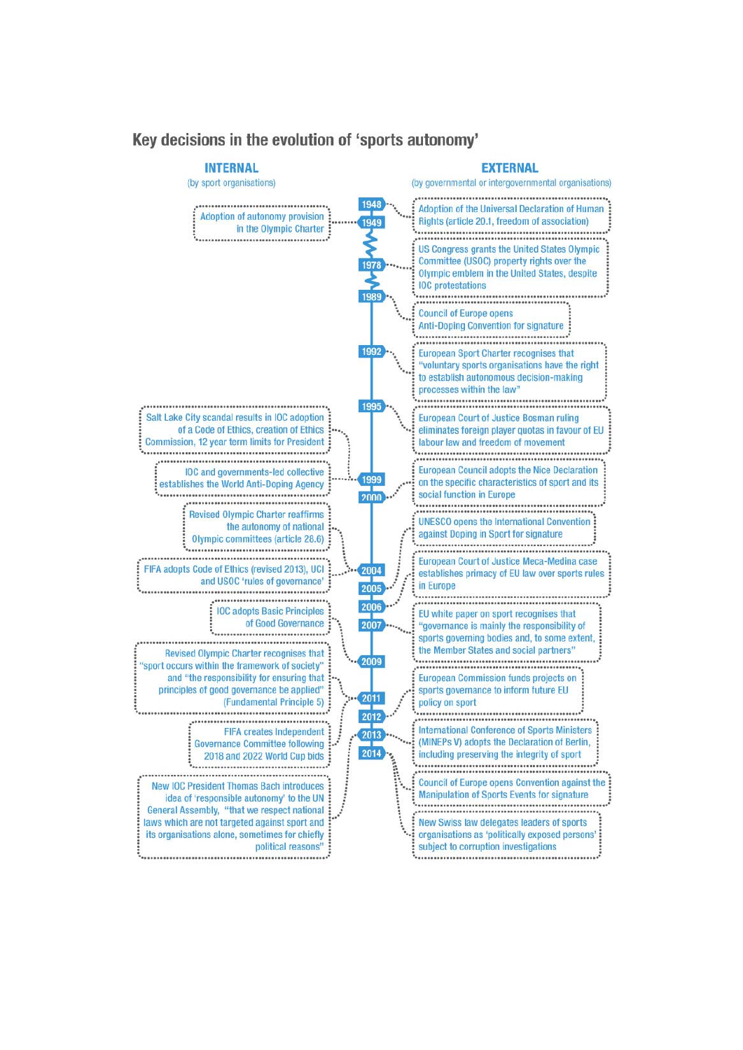## Key decisions in the evolution of 'sports autonomy'

| Year | INTERNAL (by sport organisations) | EXTERNAL (by governmental or intergovernmental organisations) |
|---|---|---|
| 1948 | | Adoption of the Universal Declaration of Human Rights (article 20.1, freedom of association) |
| 1949 | Adoption of autonomy provision in the Olympic Charter | |
| 1978 | | US Congress grants the United States Olympic Committee (USOC) property rights over the Olympic emblem in the United States, despite IOC protestations |
| 1989 | | Council of Europe opens Anti-Doping Convention for signature |
| 1992 | | European Sport Charter recognises that "voluntary sports organisations have the right to establish autonomous decision-making processes within the law" |
| 1995 | | European Court of Justice Bosman ruling eliminates foreign player quotas in favour of EU labour law and freedom of movement |
| 1999 | Salt Lake City scandal results in IOC adoption of a Code of Ethics, creation of Ethics Commission, 12 year term limits for President | |
| 1999 | IOC and governments-led collective establishes the World Anti-Doping Agency | |
| 2000 | | European Council adopts the Nice Declaration on the specific characteristics of sport and its social function in Europe |
| 2004 | Revised Olympic Charter reaffirms the autonomy of national Olympic committees (article 26.6) | |
| 2004 | FIFA adopts Code of Ethics (revised 2013), UCI and USOC 'rules of governance' | |
| 2005 | | UNESCO opens the International Convention against Doping in Sport for signature |
| 2006 | | European Court of Justice Meca-Medina case establishes primacy of EU law over sports rules in Europe |
| 2007 | | EU white paper on sport recognises that "governance is mainly the responsibility of sports governing bodies and, to some extent, the Member States and social partners" |
| 2009 | IOC adopts Basic Principles of Good Governance | |
| 2011 | Revised Olympic Charter recognises that "sport occurs within the framework of society" and "the responsibility for ensuring that principles of good governance be applied" (Fundamental Principle 5) | |
| 2011 | FIFA creates Independent Governance Committee following 2018 and 2022 World Cup bids | |
| 2012 | | European Commission funds projects on sports governance to inform future EU policy on sport |
| 2013 | New IOC President Thomas Bach introduces idea of 'responsible autonomy' to the UN General Assembly, "that we respect national laws which are not targeted against sport and its organisations alone, sometimes for chiefly political reasons" | International Conference of Sports Ministers (MINEPs V) adopts the Declaration of Berlin, including preserving the integrity of sport |
| 2014 | | Council of Europe opens Convention against the Manipulation of Sports Events for signature |
| 2014 | | New Swiss law delegates leaders of sports organisations as 'politically exposed persons' subject to corruption investigations |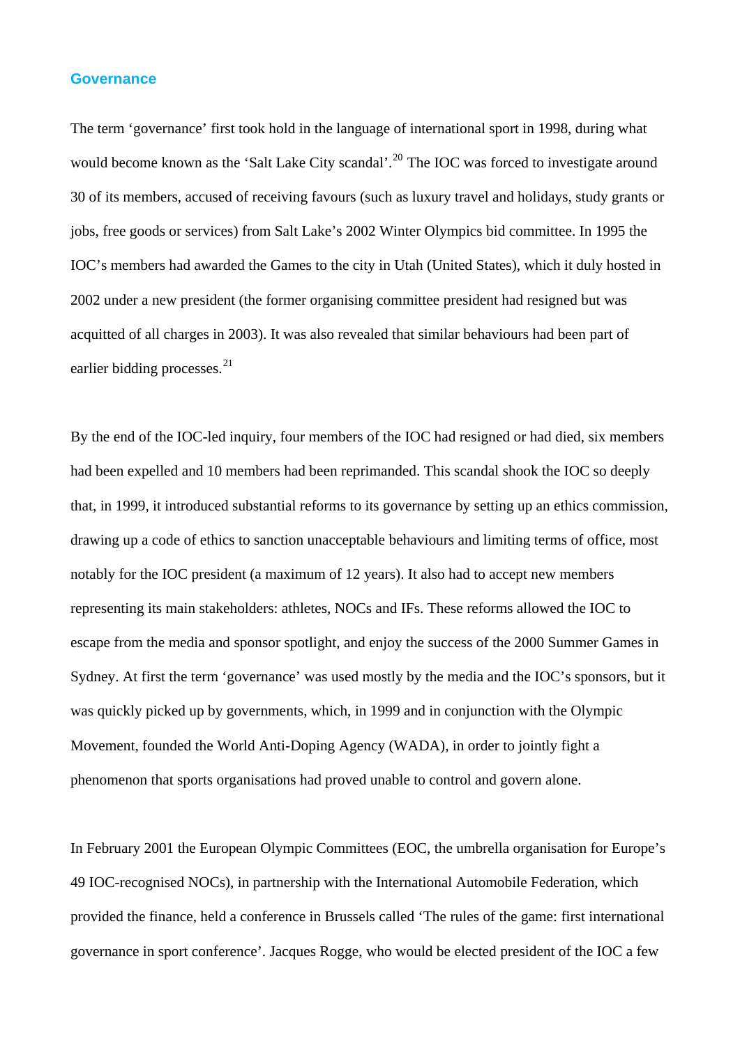## Governance

The term 'governance' first took hold in the language of international sport in 1998, during what would become known as the 'Salt Lake City scandal'.[20] The IOC was forced to investigate around 30 of its members, accused of receiving favours (such as luxury travel and holidays, study grants or jobs, free goods or services) from Salt Lake's 2002 Winter Olympics bid committee. In 1995 the IOC's members had awarded the Games to the city in Utah (United States), which it duly hosted in 2002 under a new president (the former organising committee president had resigned but was acquitted of all charges in 2003). It was also revealed that similar behaviours had been part of earlier bidding processes.[21]

By the end of the IOC-led inquiry, four members of the IOC had resigned or had died, six members had been expelled and 10 members had been reprimanded. This scandal shook the IOC so deeply that, in 1999, it introduced substantial reforms to its governance by setting up an ethics commission, drawing up a code of ethics to sanction unacceptable behaviours and limiting terms of office, most notably for the IOC president (a maximum of 12 years). It also had to accept new members representing its main stakeholders: athletes, NOCs and IFs. These reforms allowed the IOC to escape from the media and sponsor spotlight, and enjoy the success of the 2000 Summer Games in Sydney. At first the term 'governance' was used mostly by the media and the IOC's sponsors, but it was quickly picked up by governments, which, in 1999 and in conjunction with the Olympic Movement, founded the World Anti-Doping Agency (WADA), in order to jointly fight a phenomenon that sports organisations had proved unable to control and govern alone.

In February 2001 the European Olympic Committees (EOC, the umbrella organisation for Europe's 49 IOC-recognised NOCs), in partnership with the International Automobile Federation, which provided the finance, held a conference in Brussels called 'The rules of the game: first international governance in sport conference'. Jacques Rogge, who would be elected president of the IOC a few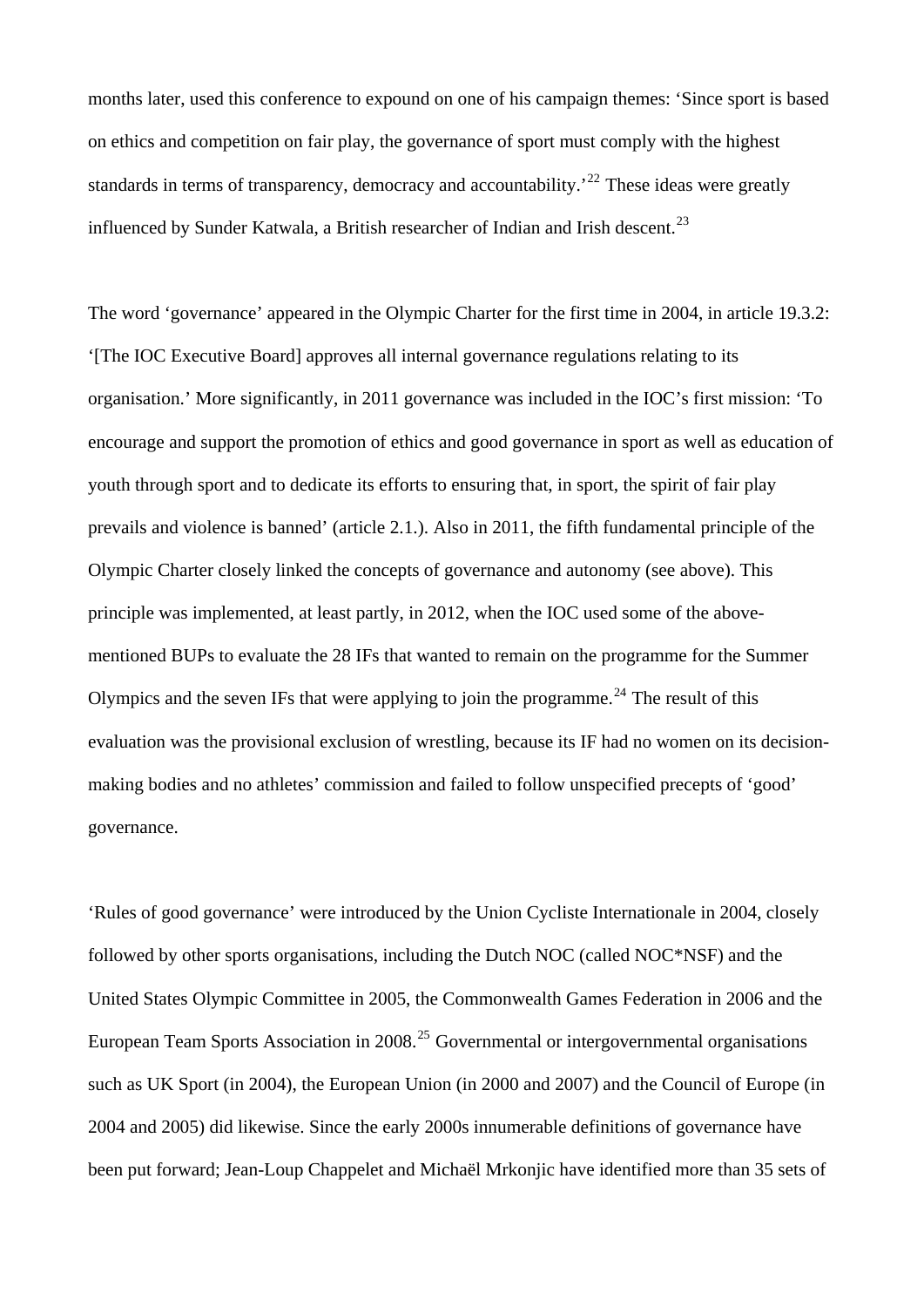months later, used this conference to expound on one of his campaign themes: ‘Since sport is based on ethics and competition on fair play, the governance of sport must comply with the highest standards in terms of transparency, democracy and accountability.’[22] These ideas were greatly influenced by Sunder Katwala, a British researcher of Indian and Irish descent.[23]

The word ‘governance’ appeared in the Olympic Charter for the first time in 2004, in article 19.3.2: ‘[The IOC Executive Board] approves all internal governance regulations relating to its organisation.’ More significantly, in 2011 governance was included in the IOC’s first mission: ‘To encourage and support the promotion of ethics and good governance in sport as well as education of youth through sport and to dedicate its efforts to ensuring that, in sport, the spirit of fair play prevails and violence is banned’ (article 2.1.). Also in 2011, the fifth fundamental principle of the Olympic Charter closely linked the concepts of governance and autonomy (see above). This principle was implemented, at least partly, in 2012, when the IOC used some of the above-mentioned BUPs to evaluate the 28 IFs that wanted to remain on the programme for the Summer Olympics and the seven IFs that were applying to join the programme.[24] The result of this evaluation was the provisional exclusion of wrestling, because its IF had no women on its decision-making bodies and no athletes’ commission and failed to follow unspecified precepts of ‘good’ governance.

‘Rules of good governance’ were introduced by the Union Cycliste Internationale in 2004, closely followed by other sports organisations, including the Dutch NOC (called NOC*NSF) and the United States Olympic Committee in 2005, the Commonwealth Games Federation in 2006 and the European Team Sports Association in 2008.[25] Governmental or intergovernmental organisations such as UK Sport (in 2004), the European Union (in 2000 and 2007) and the Council of Europe (in 2004 and 2005) did likewise. Since the early 2000s innumerable definitions of governance have been put forward; Jean-Loup Chappelet and Michaël Mrkonjic have identified more than 35 sets of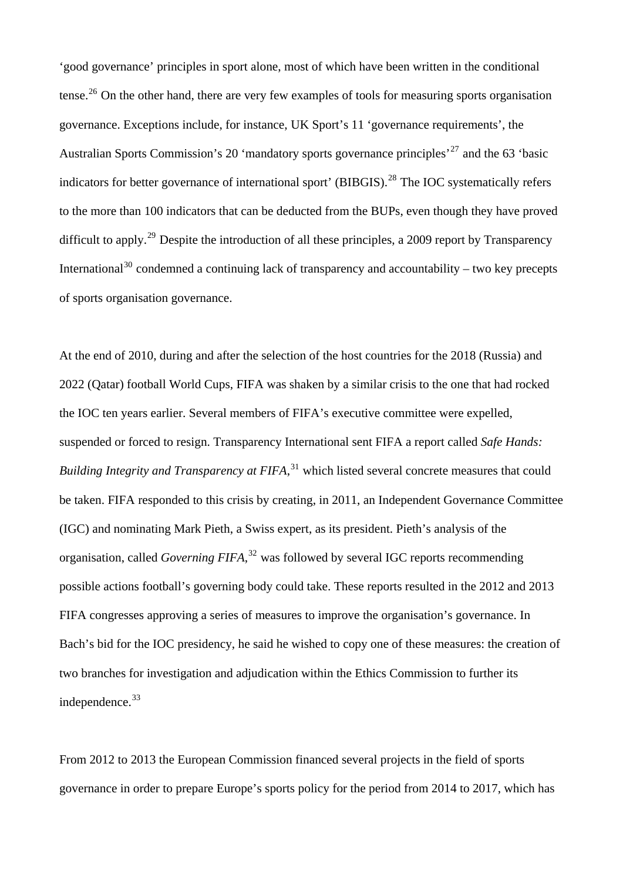‘good governance’ principles in sport alone, most of which have been written in the conditional tense.[26] On the other hand, there are very few examples of tools for measuring sports organisation governance. Exceptions include, for instance, UK Sport’s 11 ‘governance requirements’, the Australian Sports Commission’s 20 ‘mandatory sports governance principles’[27] and the 63 ‘basic indicators for better governance of international sport’ (BIBGIS).[28] The IOC systematically refers to the more than 100 indicators that can be deducted from the BUPs, even though they have proved difficult to apply.[29] Despite the introduction of all these principles, a 2009 report by Transparency International[30] condemned a continuing lack of transparency and accountability – two key precepts of sports organisation governance.

At the end of 2010, during and after the selection of the host countries for the 2018 (Russia) and 2022 (Qatar) football World Cups, FIFA was shaken by a similar crisis to the one that had rocked the IOC ten years earlier. Several members of FIFA’s executive committee were expelled, suspended or forced to resign. Transparency International sent FIFA a report called *Safe Hands: Building Integrity and Transparency at FIFA*,[31] which listed several concrete measures that could be taken. FIFA responded to this crisis by creating, in 2011, an Independent Governance Committee (IGC) and nominating Mark Pieth, a Swiss expert, as its president. Pieth’s analysis of the organisation, called *Governing FIFA*,[32] was followed by several IGC reports recommending possible actions football’s governing body could take. These reports resulted in the 2012 and 2013 FIFA congresses approving a series of measures to improve the organisation’s governance. In Bach’s bid for the IOC presidency, he said he wished to copy one of these measures: the creation of two branches for investigation and adjudication within the Ethics Commission to further its independence.[33]

From 2012 to 2013 the European Commission financed several projects in the field of sports governance in order to prepare Europe’s sports policy for the period from 2014 to 2017, which has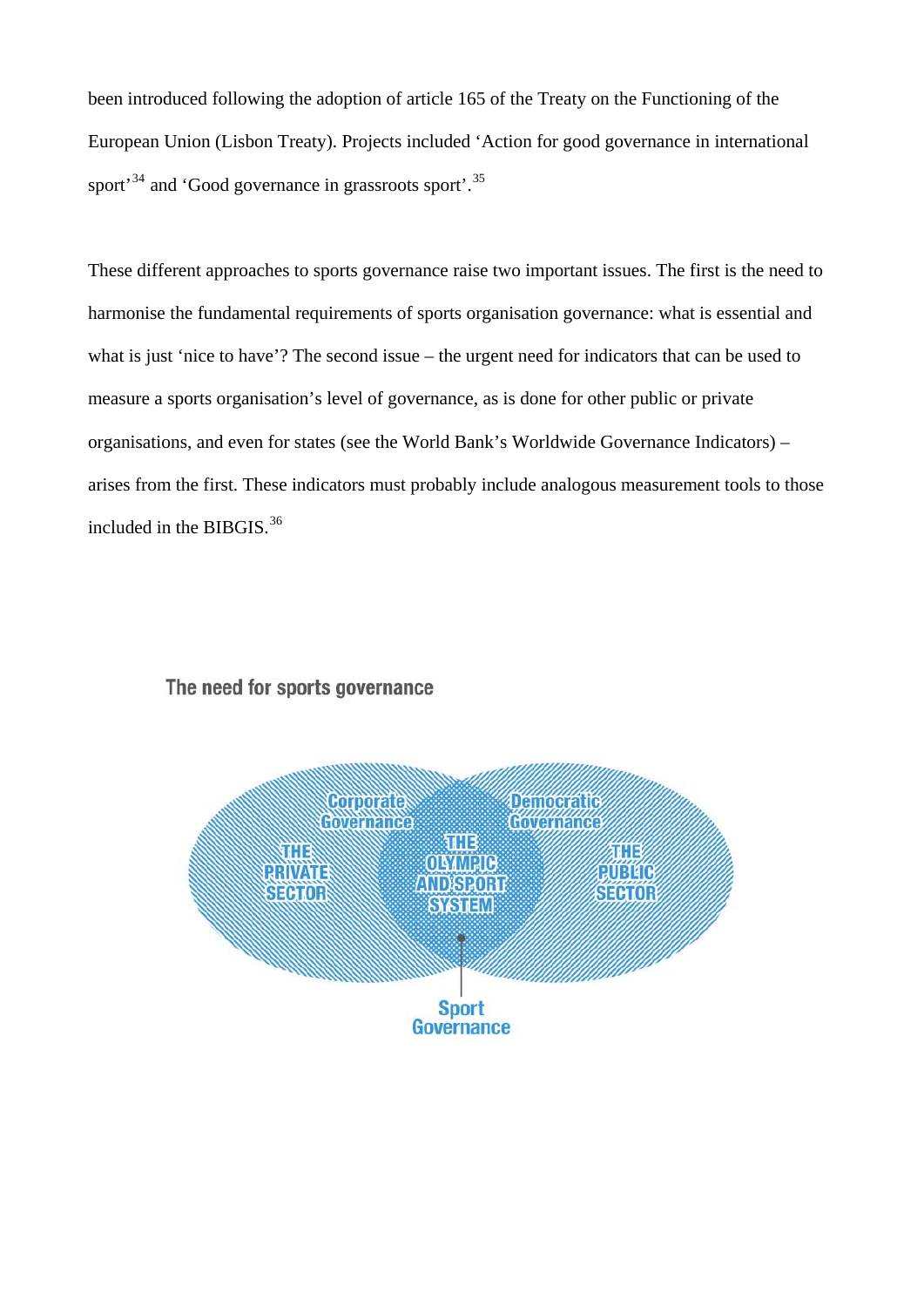been introduced following the adoption of article 165 of the Treaty on the Functioning of the European Union (Lisbon Treaty). Projects included 'Action for good governance in international sport'[34] and 'Good governance in grassroots sport'.[35]

These different approaches to sports governance raise two important issues. The first is the need to harmonise the fundamental requirements of sports organisation governance: what is essential and what is just 'nice to have'? The second issue – the urgent need for indicators that can be used to measure a sports organisation's level of governance, as is done for other public or private organisations, and even for states (see the World Bank's Worldwide Governance Indicators) – arises from the first. These indicators must probably include analogous measurement tools to those included in the BIBGIS.[36]

The need for sports governance

Corporate Governance

Democratic Governance

THE PRIVATE SECTOR

THE OLYMPIC AND SPORT SYSTEM

THE PUBLIC SECTOR

Sport Governance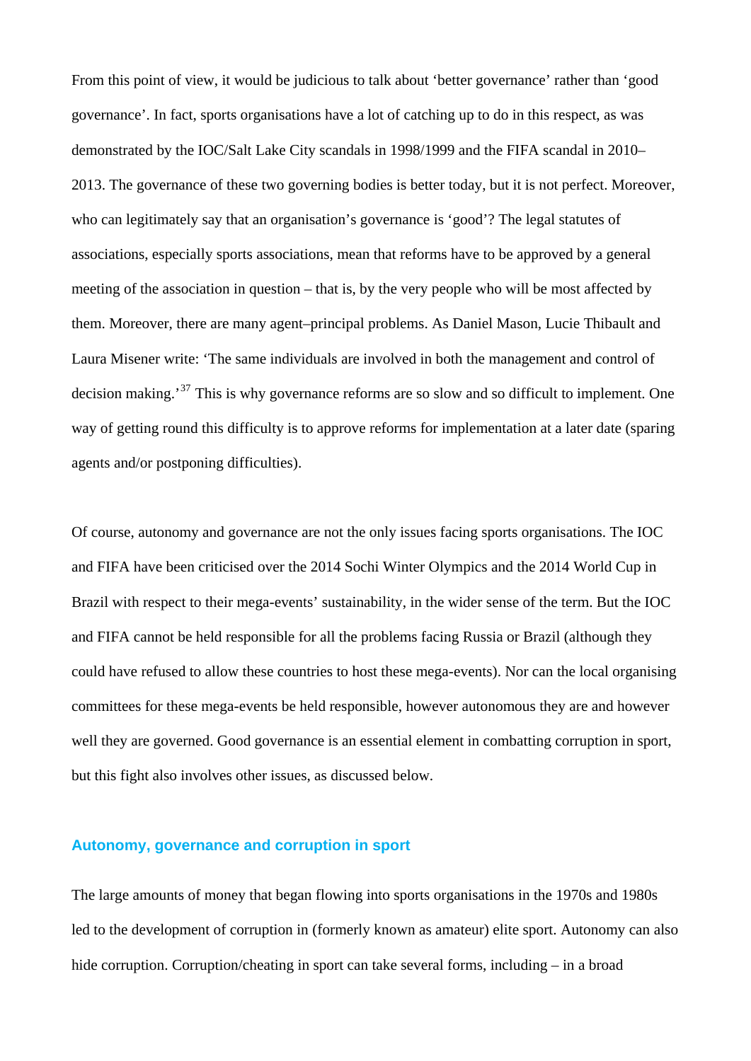From this point of view, it would be judicious to talk about 'better governance' rather than 'good governance'. In fact, sports organisations have a lot of catching up to do in this respect, as was demonstrated by the IOC/Salt Lake City scandals in 1998/1999 and the FIFA scandal in 2010–2013. The governance of these two governing bodies is better today, but it is not perfect. Moreover, who can legitimately say that an organisation's governance is 'good'? The legal statutes of associations, especially sports associations, mean that reforms have to be approved by a general meeting of the association in question – that is, by the very people who will be most affected by them. Moreover, there are many agent–principal problems. As Daniel Mason, Lucie Thibault and Laura Misener write: 'The same individuals are involved in both the management and control of decision making.'[37] This is why governance reforms are so slow and so difficult to implement. One way of getting round this difficulty is to approve reforms for implementation at a later date (sparing agents and/or postponing difficulties).

Of course, autonomy and governance are not the only issues facing sports organisations. The IOC and FIFA have been criticised over the 2014 Sochi Winter Olympics and the 2014 World Cup in Brazil with respect to their mega-events' sustainability, in the wider sense of the term. But the IOC and FIFA cannot be held responsible for all the problems facing Russia or Brazil (although they could have refused to allow these countries to host these mega-events). Nor can the local organising committees for these mega-events be held responsible, however autonomous they are and however well they are governed. Good governance is an essential element in combatting corruption in sport, but this fight also involves other issues, as discussed below.

## Autonomy, governance and corruption in sport

The large amounts of money that began flowing into sports organisations in the 1970s and 1980s led to the development of corruption in (formerly known as amateur) elite sport. Autonomy can also hide corruption. Corruption/cheating in sport can take several forms, including – in a broad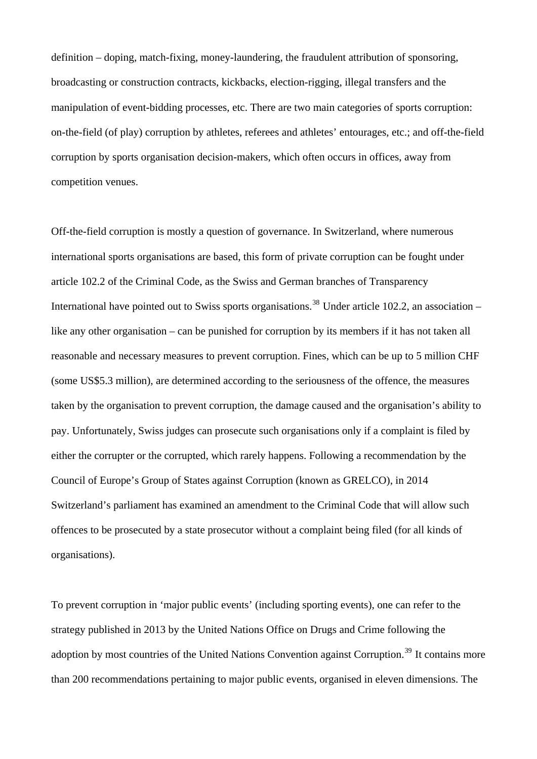definition – doping, match-fixing, money-laundering, the fraudulent attribution of sponsoring, broadcasting or construction contracts, kickbacks, election-rigging, illegal transfers and the manipulation of event-bidding processes, etc. There are two main categories of sports corruption: on-the-field (of play) corruption by athletes, referees and athletes' entourages, etc.; and off-the-field corruption by sports organisation decision-makers, which often occurs in offices, away from competition venues.

Off-the-field corruption is mostly a question of governance. In Switzerland, where numerous international sports organisations are based, this form of private corruption can be fought under article 102.2 of the Criminal Code, as the Swiss and German branches of Transparency International have pointed out to Swiss sports organisations.[38] Under article 102.2, an association – like any other organisation – can be punished for corruption by its members if it has not taken all reasonable and necessary measures to prevent corruption. Fines, which can be up to 5 million CHF (some US$5.3 million), are determined according to the seriousness of the offence, the measures taken by the organisation to prevent corruption, the damage caused and the organisation's ability to pay. Unfortunately, Swiss judges can prosecute such organisations only if a complaint is filed by either the corrupter or the corrupted, which rarely happens. Following a recommendation by the Council of Europe's Group of States against Corruption (known as GRELCO), in 2014 Switzerland's parliament has examined an amendment to the Criminal Code that will allow such offences to be prosecuted by a state prosecutor without a complaint being filed (for all kinds of organisations).

To prevent corruption in 'major public events' (including sporting events), one can refer to the strategy published in 2013 by the United Nations Office on Drugs and Crime following the adoption by most countries of the United Nations Convention against Corruption.[39] It contains more than 200 recommendations pertaining to major public events, organised in eleven dimensions. The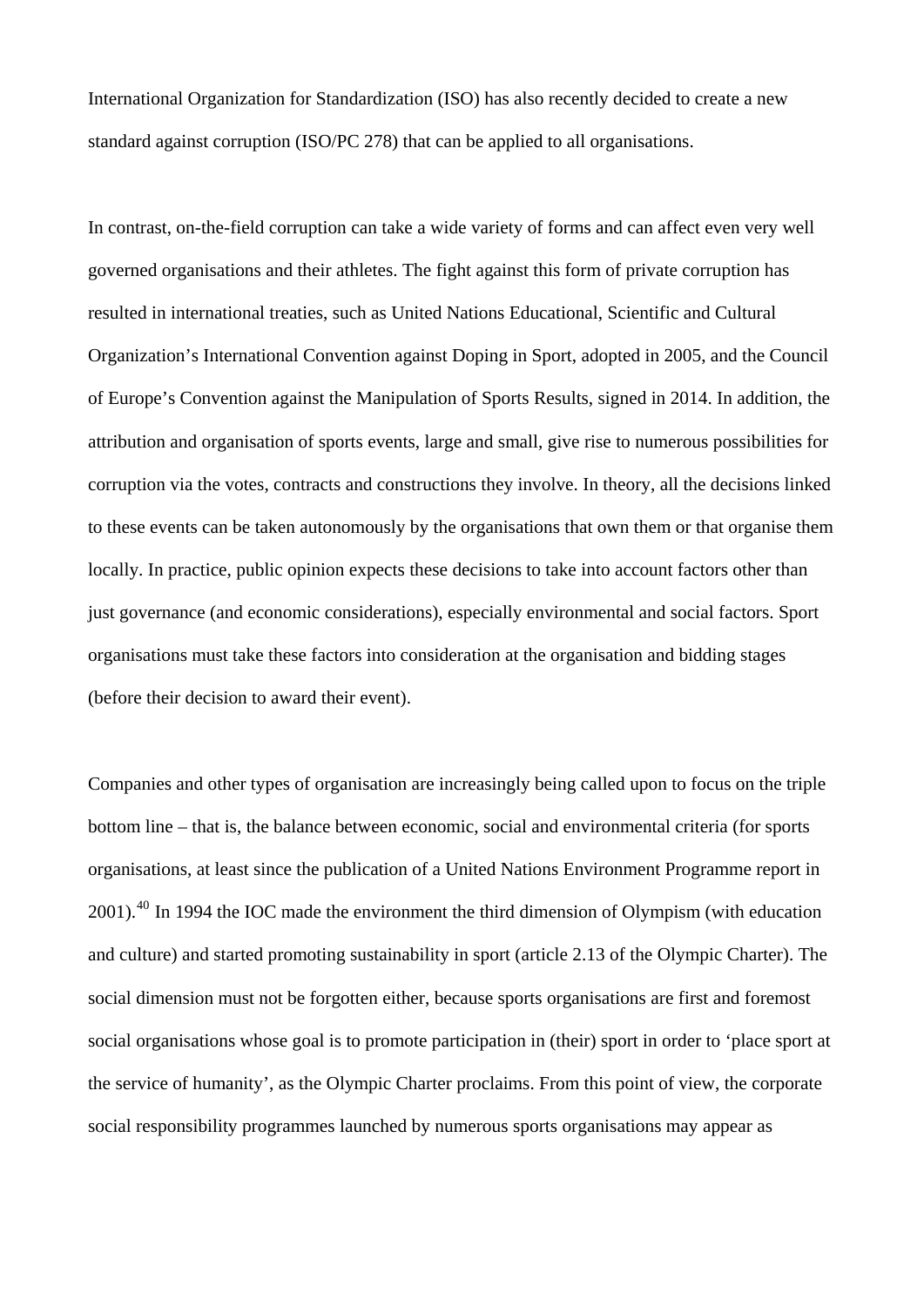International Organization for Standardization (ISO) has also recently decided to create a new standard against corruption (ISO/PC 278) that can be applied to all organisations.

In contrast, on-the-field corruption can take a wide variety of forms and can affect even very well governed organisations and their athletes. The fight against this form of private corruption has resulted in international treaties, such as United Nations Educational, Scientific and Cultural Organization's International Convention against Doping in Sport, adopted in 2005, and the Council of Europe's Convention against the Manipulation of Sports Results, signed in 2014. In addition, the attribution and organisation of sports events, large and small, give rise to numerous possibilities for corruption via the votes, contracts and constructions they involve. In theory, all the decisions linked to these events can be taken autonomously by the organisations that own them or that organise them locally. In practice, public opinion expects these decisions to take into account factors other than just governance (and economic considerations), especially environmental and social factors. Sport organisations must take these factors into consideration at the organisation and bidding stages (before their decision to award their event).

Companies and other types of organisation are increasingly being called upon to focus on the triple bottom line – that is, the balance between economic, social and environmental criteria (for sports organisations, at least since the publication of a United Nations Environment Programme report in 2001).[40] In 1994 the IOC made the environment the third dimension of Olympism (with education and culture) and started promoting sustainability in sport (article 2.13 of the Olympic Charter). The social dimension must not be forgotten either, because sports organisations are first and foremost social organisations whose goal is to promote participation in (their) sport in order to 'place sport at the service of humanity', as the Olympic Charter proclaims. From this point of view, the corporate social responsibility programmes launched by numerous sports organisations may appear as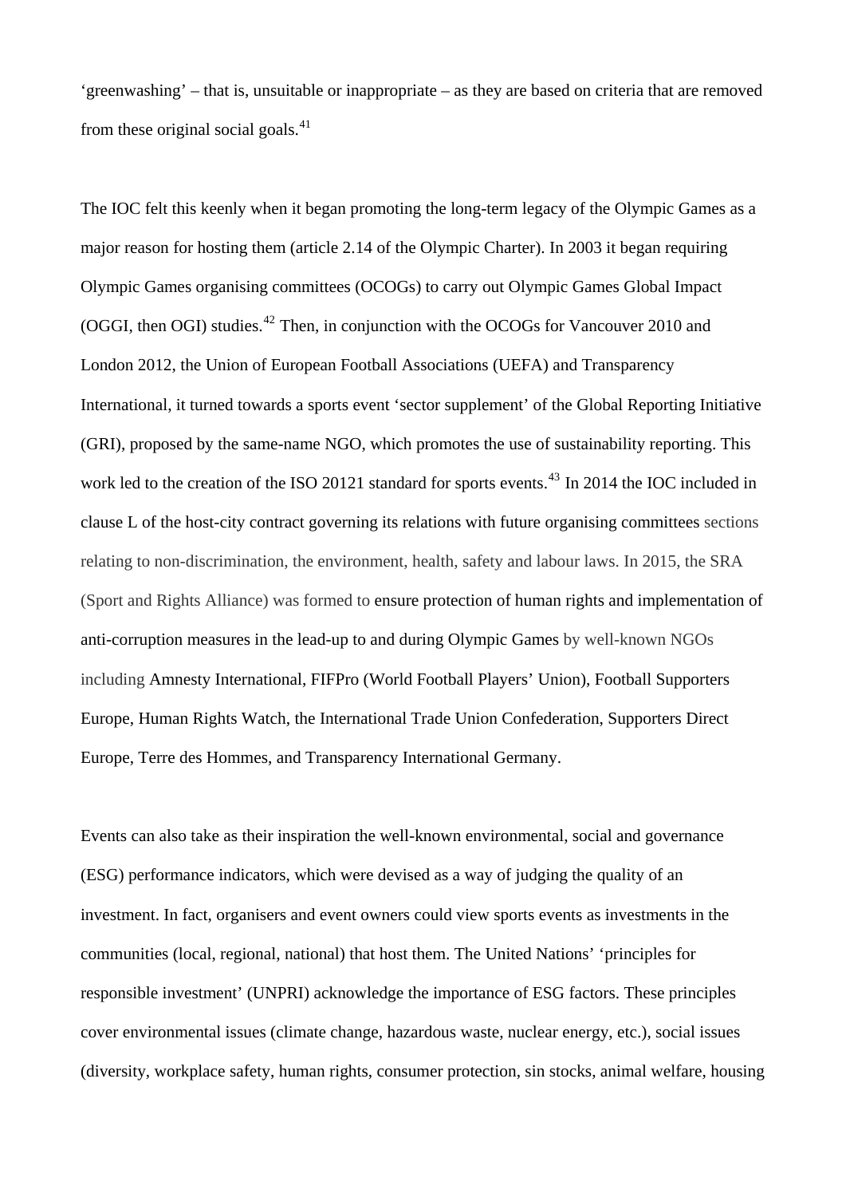'greenwashing' – that is, unsuitable or inappropriate – as they are based on criteria that are removed from these original social goals.[41]

The IOC felt this keenly when it began promoting the long-term legacy of the Olympic Games as a major reason for hosting them (article 2.14 of the Olympic Charter). In 2003 it began requiring Olympic Games organising committees (OCOGs) to carry out Olympic Games Global Impact (OGGI, then OGI) studies.[42] Then, in conjunction with the OCOGs for Vancouver 2010 and London 2012, the Union of European Football Associations (UEFA) and Transparency International, it turned towards a sports event 'sector supplement' of the Global Reporting Initiative (GRI), proposed by the same-name NGO, which promotes the use of sustainability reporting. This work led to the creation of the ISO 20121 standard for sports events.[43] In 2014 the IOC included in clause L of the host-city contract governing its relations with future organising committees sections relating to non-discrimination, the environment, health, safety and labour laws. In 2015, the SRA (Sport and Rights Alliance) was formed to ensure protection of human rights and implementation of anti-corruption measures in the lead-up to and during Olympic Games by well-known NGOs including Amnesty International, FIFPro (World Football Players' Union), Football Supporters Europe, Human Rights Watch, the International Trade Union Confederation, Supporters Direct Europe, Terre des Hommes, and Transparency International Germany.

Events can also take as their inspiration the well-known environmental, social and governance (ESG) performance indicators, which were devised as a way of judging the quality of an investment. In fact, organisers and event owners could view sports events as investments in the communities (local, regional, national) that host them. The United Nations' 'principles for responsible investment' (UNPRI) acknowledge the importance of ESG factors. These principles cover environmental issues (climate change, hazardous waste, nuclear energy, etc.), social issues (diversity, workplace safety, human rights, consumer protection, sin stocks, animal welfare, housing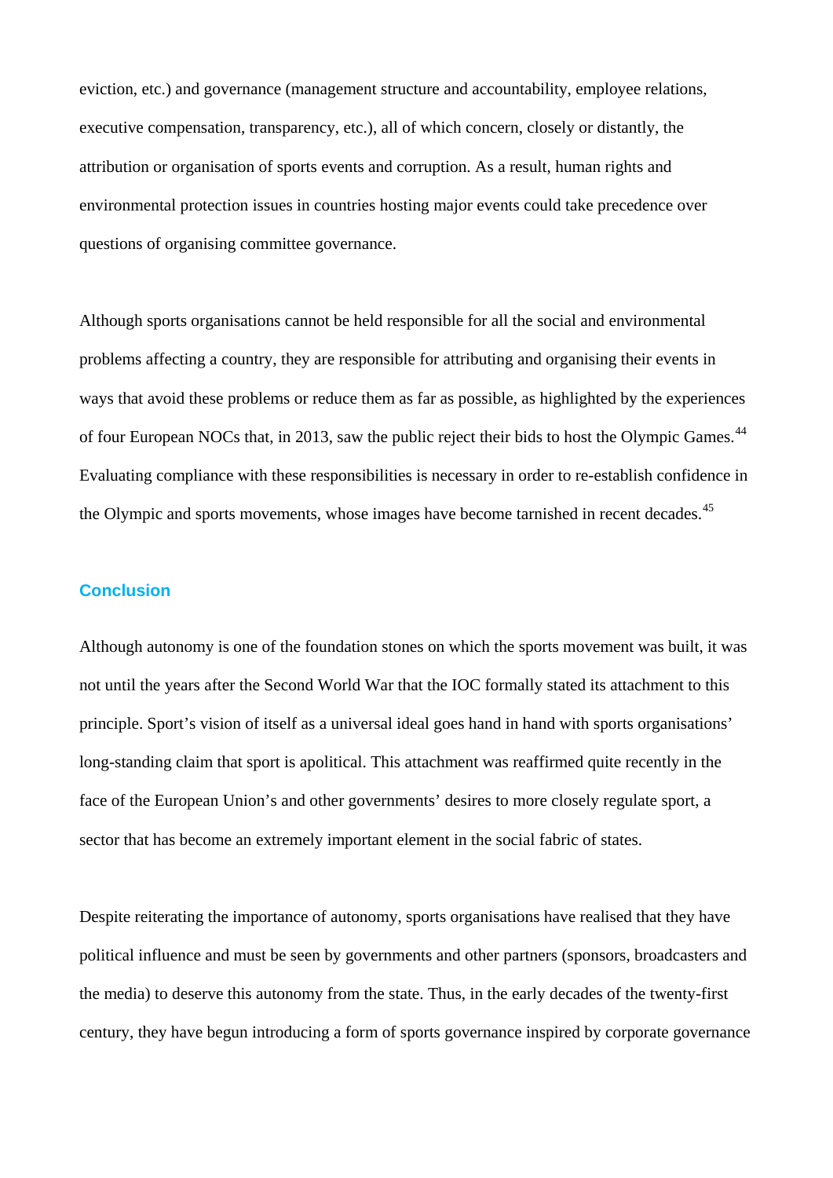eviction, etc.) and governance (management structure and accountability, employee relations, executive compensation, transparency, etc.), all of which concern, closely or distantly, the attribution or organisation of sports events and corruption. As a result, human rights and environmental protection issues in countries hosting major events could take precedence over questions of organising committee governance.

Although sports organisations cannot be held responsible for all the social and environmental problems affecting a country, they are responsible for attributing and organising their events in ways that avoid these problems or reduce them as far as possible, as highlighted by the experiences of four European NOCs that, in 2013, saw the public reject their bids to host the Olympic Games.[44] Evaluating compliance with these responsibilities is necessary in order to re-establish confidence in the Olympic and sports movements, whose images have become tarnished in recent decades.[45]

## Conclusion

Although autonomy is one of the foundation stones on which the sports movement was built, it was not until the years after the Second World War that the IOC formally stated its attachment to this principle. Sport's vision of itself as a universal ideal goes hand in hand with sports organisations' long-standing claim that sport is apolitical. This attachment was reaffirmed quite recently in the face of the European Union's and other governments' desires to more closely regulate sport, a sector that has become an extremely important element in the social fabric of states.

Despite reiterating the importance of autonomy, sports organisations have realised that they have political influence and must be seen by governments and other partners (sponsors, broadcasters and the media) to deserve this autonomy from the state. Thus, in the early decades of the twenty-first century, they have begun introducing a form of sports governance inspired by corporate governance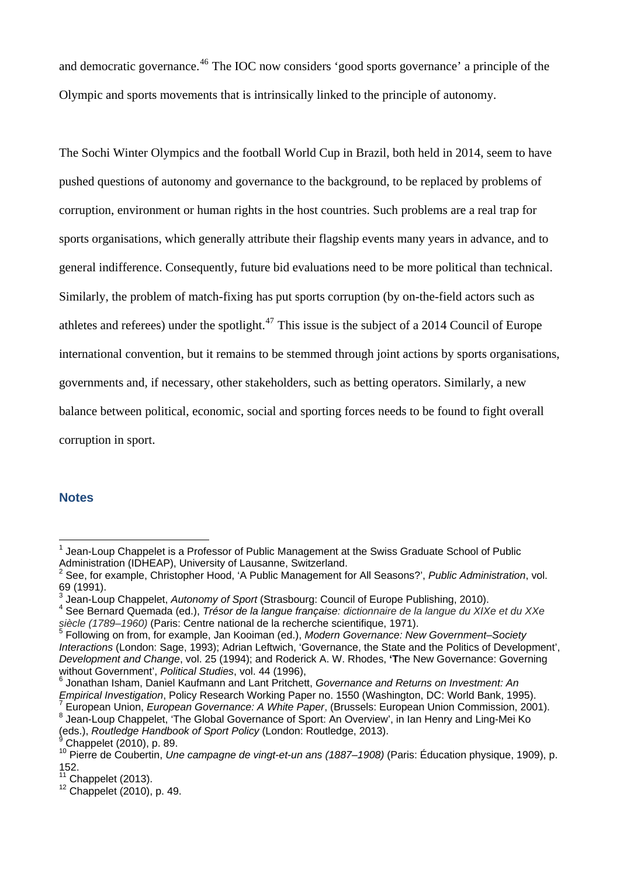and democratic governance.[46] The IOC now considers ‘good sports governance’ a principle of the Olympic and sports movements that is intrinsically linked to the principle of autonomy.

The Sochi Winter Olympics and the football World Cup in Brazil, both held in 2014, seem to have pushed questions of autonomy and governance to the background, to be replaced by problems of corruption, environment or human rights in the host countries. Such problems are a real trap for sports organisations, which generally attribute their flagship events many years in advance, and to general indifference. Consequently, future bid evaluations need to be more political than technical. Similarly, the problem of match-fixing has put sports corruption (by on-the-field actors such as athletes and referees) under the spotlight.[47] This issue is the subject of a 2014 Council of Europe international convention, but it remains to be stemmed through joint actions by sports organisations, governments and, if necessary, other stakeholders, such as betting operators. Similarly, a new balance between political, economic, social and sporting forces needs to be found to fight overall corruption in sport.

## Notes

[1] Jean-Loup Chappelet is a Professor of Public Management at the Swiss Graduate School of Public Administration (IDHEAP), University of Lausanne, Switzerland.

[2] See, for example, Christopher Hood, ‘A Public Management for All Seasons?’, *Public Administration*, vol. 69 (1991).

[3] Jean-Loup Chappelet, *Autonomy of Sport* (Strasbourg: Council of Europe Publishing, 2010).

[4] See Bernard Quemada (ed.), *Trésor de la langue française: dictionnaire de la langue du XIXe et du XXe siècle (1789–1960)* (Paris: Centre national de la recherche scientifique, 1971).

[5] Following on from, for example, Jan Kooiman (ed.), *Modern Governance: New Government–Society Interactions* (London: Sage, 1993); Adrian Leftwich, ‘Governance, the State and the Politics of Development’, *Development and Change*, vol. 25 (1994); and Roderick A. W. Rhodes, **‘T**he New Governance: Governing without Government’, *Political Studies*, vol. 44 (1996),

[6] Jonathan Isham, Daniel Kaufmann and Lant Pritchett, *Governance and Returns on Investment: An Empirical Investigation*, Policy Research Working Paper no. 1550 (Washington, DC: World Bank, 1995).

[7] European Union, *European Governance: A White Paper*, (Brussels: European Union Commission, 2001).

[8] Jean-Loup Chappelet, ‘The Global Governance of Sport: An Overview’, in Ian Henry and Ling-Mei Ko (eds.), *Routledge Handbook of Sport Policy* (London: Routledge, 2013).

[9] Chappelet (2010), p. 89.

[10] Pierre de Coubertin, *Une campagne de vingt-et-un ans (1887–1908)* (Paris: Éducation physique, 1909), p. 152.

[11] Chappelet (2013).

[12] Chappelet (2010), p. 49.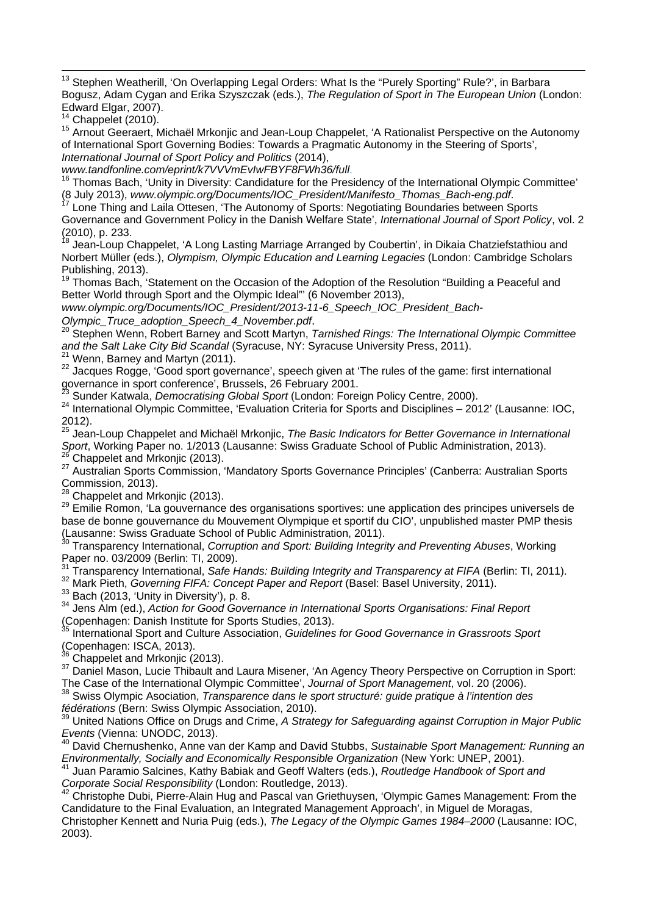[13] Stephen Weatherill, 'On Overlapping Legal Orders: What Is the "Purely Sporting" Rule?', in Barbara Bogusz, Adam Cygan and Erika Szyszczak (eds.), *The Regulation of Sport in The European Union* (London: Edward Elgar, 2007).

[14] Chappelet (2010).

[15] Arnout Geeraert, Michaël Mrkonjic and Jean-Loup Chappelet, 'A Rationalist Perspective on the Autonomy of International Sport Governing Bodies: Towards a Pragmatic Autonomy in the Steering of Sports', *International Journal of Sport Policy and Politics* (2014), *www.tandfonline.com/eprint/k7VVVmEvIwFBYF8FWh36/full*.

[16] Thomas Bach, 'Unity in Diversity: Candidature for the Presidency of the International Olympic Committee' (8 July 2013), *www.olympic.org/Documents/IOC_President/Manifesto_Thomas_Bach-eng.pdf*.

[17] Lone Thing and Laila Ottesen, 'The Autonomy of Sports: Negotiating Boundaries between Sports Governance and Government Policy in the Danish Welfare State', *International Journal of Sport Policy*, vol. 2 (2010), p. 233.

[18] Jean-Loup Chappelet, 'A Long Lasting Marriage Arranged by Coubertin', in Dikaia Chatziefstathiou and Norbert Müller (eds.), *Olympism, Olympic Education and Learning Legacies* (London: Cambridge Scholars Publishing, 2013).

[19] Thomas Bach, 'Statement on the Occasion of the Adoption of the Resolution "Building a Peaceful and Better World through Sport and the Olympic Ideal"' (6 November 2013), *www.olympic.org/Documents/IOC_President/2013-11-6_Speech_IOC_President_Bach-Olympic_Truce_adoption_Speech_4_November.pdf*.

[20] Stephen Wenn, Robert Barney and Scott Martyn, *Tarnished Rings: The International Olympic Committee and the Salt Lake City Bid Scandal* (Syracuse, NY: Syracuse University Press, 2011).

[21] Wenn, Barney and Martyn (2011).

[22] Jacques Rogge, 'Good sport governance', speech given at 'The rules of the game: first international governance in sport conference', Brussels, 26 February 2001.

[23] Sunder Katwala, *Democratising Global Sport* (London: Foreign Policy Centre, 2000).

[24] International Olympic Committee, 'Evaluation Criteria for Sports and Disciplines – 2012' (Lausanne: IOC, 2012).

[25] Jean-Loup Chappelet and Michaël Mrkonjic, *The Basic Indicators for Better Governance in International Sport*, Working Paper no. 1/2013 (Lausanne: Swiss Graduate School of Public Administration, 2013).

[26] Chappelet and Mrkonjic (2013).

[27] Australian Sports Commission, 'Mandatory Sports Governance Principles' (Canberra: Australian Sports Commission, 2013).

[28] Chappelet and Mrkonjic (2013).

[29] Emilie Romon, 'La gouvernance des organisations sportives: une application des principes universels de base de bonne gouvernance du Mouvement Olympique et sportif du CIO', unpublished master PMP thesis (Lausanne: Swiss Graduate School of Public Administration, 2011).

[30] Transparency International, *Corruption and Sport: Building Integrity and Preventing Abuses*, Working Paper no. 03/2009 (Berlin: TI, 2009).

[31] Transparency International, *Safe Hands: Building Integrity and Transparency at FIFA* (Berlin: TI, 2011).

[32] Mark Pieth, *Governing FIFA: Concept Paper and Report* (Basel: Basel University, 2011).

[33] Bach (2013, 'Unity in Diversity'), p. 8.

[34] Jens Alm (ed.), *Action for Good Governance in International Sports Organisations: Final Report* (Copenhagen: Danish Institute for Sports Studies, 2013).

[35] International Sport and Culture Association, *Guidelines for Good Governance in Grassroots Sport* (Copenhagen: ISCA, 2013).

[36] Chappelet and Mrkonjic (2013).

[37] Daniel Mason, Lucie Thibault and Laura Misener, 'An Agency Theory Perspective on Corruption in Sport: The Case of the International Olympic Committee', *Journal of Sport Management*, vol. 20 (2006).

[38] Swiss Olympic Asociation, *Transparence dans le sport structuré: guide pratique à l'intention des fédérations* (Bern: Swiss Olympic Association, 2010).

[39] United Nations Office on Drugs and Crime, *A Strategy for Safeguarding against Corruption in Major Public Events* (Vienna: UNODC, 2013).

[40] David Chernushenko, Anne van der Kamp and David Stubbs, *Sustainable Sport Management: Running an Environmentally, Socially and Economically Responsible Organization* (New York: UNEP, 2001).

[41] Juan Paramio Salcines, Kathy Babiak and Geoff Walters (eds.), *Routledge Handbook of Sport and Corporate Social Responsibility* (London: Routledge, 2013).

[42] Christophe Dubi, Pierre-Alain Hug and Pascal van Griethuysen, 'Olympic Games Management: From the Candidature to the Final Evaluation, an Integrated Management Approach', in Miguel de Moragas, Christopher Kennett and Nuria Puig (eds.), *The Legacy of the Olympic Games 1984–2000* (Lausanne: IOC, 2003).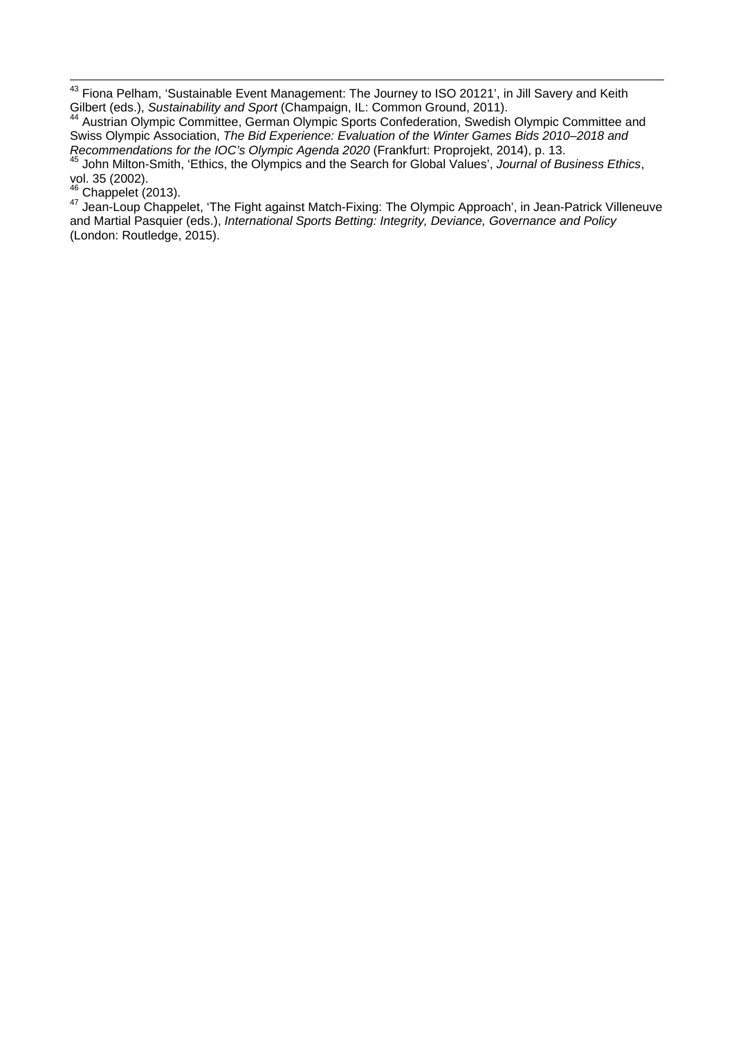[43] Fiona Pelham, 'Sustainable Event Management: The Journey to ISO 20121', in Jill Savery and Keith Gilbert (eds.), *Sustainability and Sport* (Champaign, IL: Common Ground, 2011).

[44] Austrian Olympic Committee, German Olympic Sports Confederation, Swedish Olympic Committee and Swiss Olympic Association, *The Bid Experience: Evaluation of the Winter Games Bids 2010–2018 and Recommendations for the IOC's Olympic Agenda 2020* (Frankfurt: Proprojekt, 2014), p. 13.

[45] John Milton-Smith, 'Ethics, the Olympics and the Search for Global Values', *Journal of Business Ethics*, vol. 35 (2002).

[46] Chappelet (2013).

[47] Jean-Loup Chappelet, 'The Fight against Match-Fixing: The Olympic Approach', in Jean-Patrick Villeneuve and Martial Pasquier (eds.), *International Sports Betting: Integrity, Deviance, Governance and Policy* (London: Routledge, 2015).